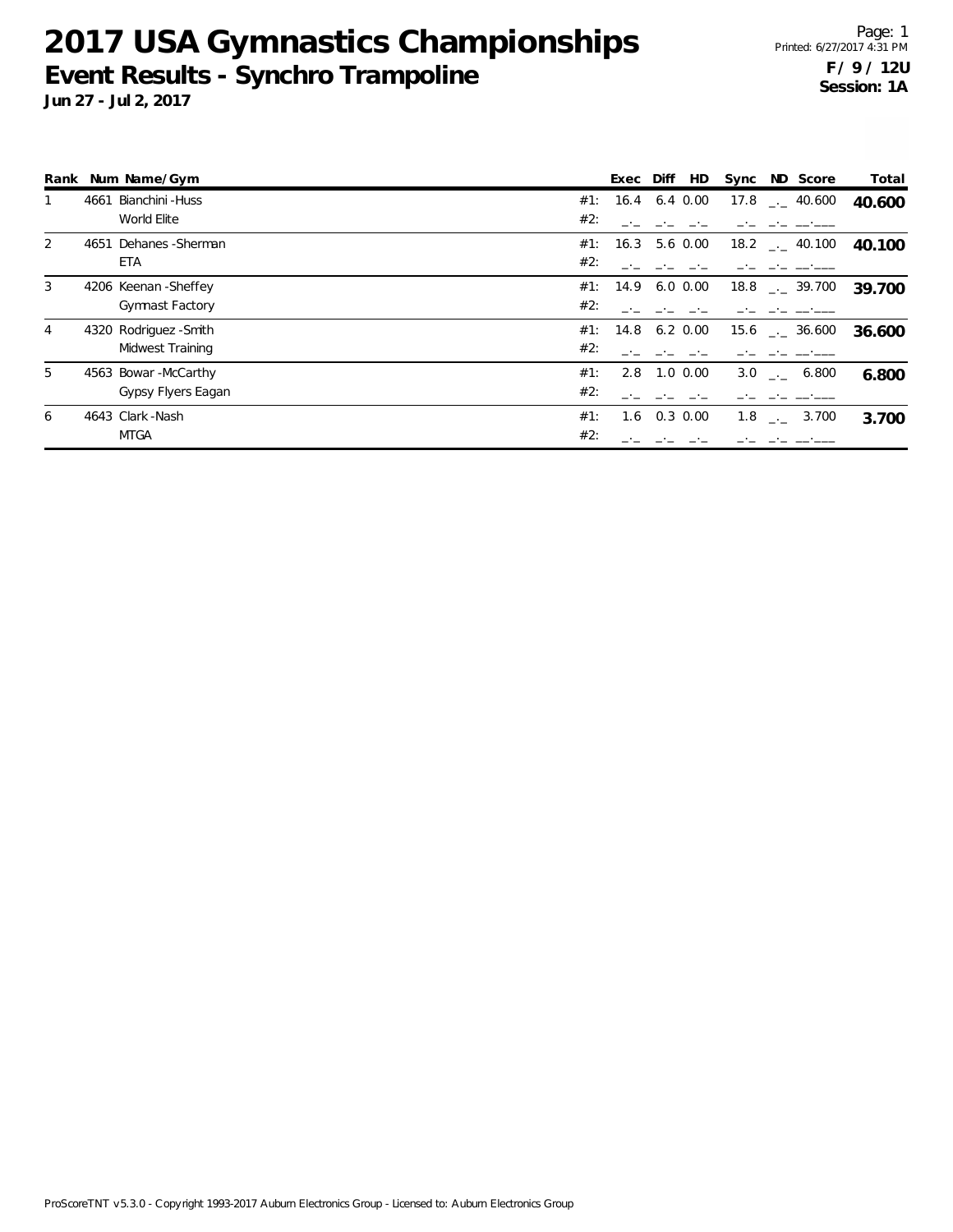# 2017 USA Gymnastics Championships

## Event Results - Synchro Trampoline

**Jun 27 - Jul 2, 2017**

**F / 9 / 12U**
**Session: 1A**

| Rank | Num | Name/Gym | | Exec | Diff | HD | Sync | ND | Score | Total |
|---|---|---|---|---|---|---|---|---|---|---|
| 1 | 4661 | Bianchini -Huss | #1: | 16.4 | 6.4 | 0.00 | 17.8 | _._ | 40.600 | **40.600** |
| | | World Elite | #2: | _._ | _._ | _._ | _._ | _._ | __.___ | |
| 2 | 4651 | Dehanes -Sherman | #1: | 16.3 | 5.6 | 0.00 | 18.2 | _._ | 40.100 | **40.100** |
| | | ETA | #2: | _._ | _._ | _._ | _._ | _._ | __.___ | |
| 3 | 4206 | Keenan -Sheffey | #1: | 14.9 | 6.0 | 0.00 | 18.8 | _._ | 39.700 | **39.700** |
| | | Gymnast Factory | #2: | _._ | _._ | _._ | _._ | _._ | __.___ | |
| 4 | 4320 | Rodriguez -Smith | #1: | 14.8 | 6.2 | 0.00 | 15.6 | _._ | 36.600 | **36.600** |
| | | Midwest Training | #2: | _._ | _._ | _._ | _._ | _._ | __.___ | |
| 5 | 4563 | Bowar -McCarthy | #1: | 2.8 | 1.0 | 0.00 | 3.0 | _._ | 6.800 | **6.800** |
| | | Gypsy Flyers Eagan | #2: | _._ | _._ | _._ | _._ | _._ | __.___ | |
| 6 | 4643 | Clark -Nash | #1: | 1.6 | 0.3 | 0.00 | 1.8 | _._ | 3.700 | **3.700** |
| | | MTGA | #2: | _._ | _._ | _._ | _._ | _._ | __.___ | |

ProScoreTNT v5.3.0 - Copyright 1993-2017 Auburn Electronics Group - Licensed to: Auburn Electronics Group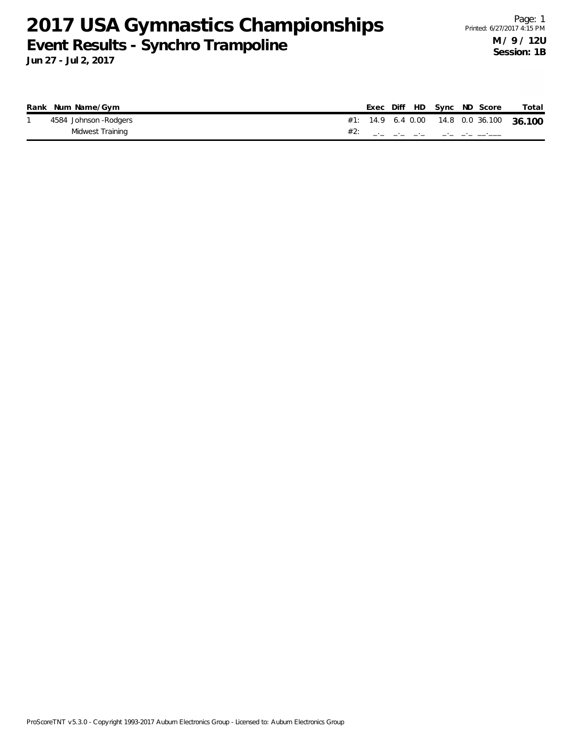# 2017 USA Gymnastics Championships

## Event Results - Synchro Trampoline

**Jun 27 - Jul 2, 2017**

Page: 1
Printed: 6/27/2017 4:15 PM

**M / 9 / 12U**
**Session: 1B**

| Rank | Num | Name/Gym | | Exec | Diff | HD | Sync | ND | Score | Total |
|---|---|---|---|---|---|---|---|---|---|---|
| 1 | 4584 | Johnson -Rodgers | #1: | 14.9 | 6.4 | 0.00 | 14.8 | 0.0 | 36.100 | **36.100** |
| | | Midwest Training | #2: | _._ | _._ | _._ | _._ | _._ | __.___ | |

ProScoreTNT v5.3.0 - Copyright 1993-2017 Auburn Electronics Group - Licensed to: Auburn Electronics Group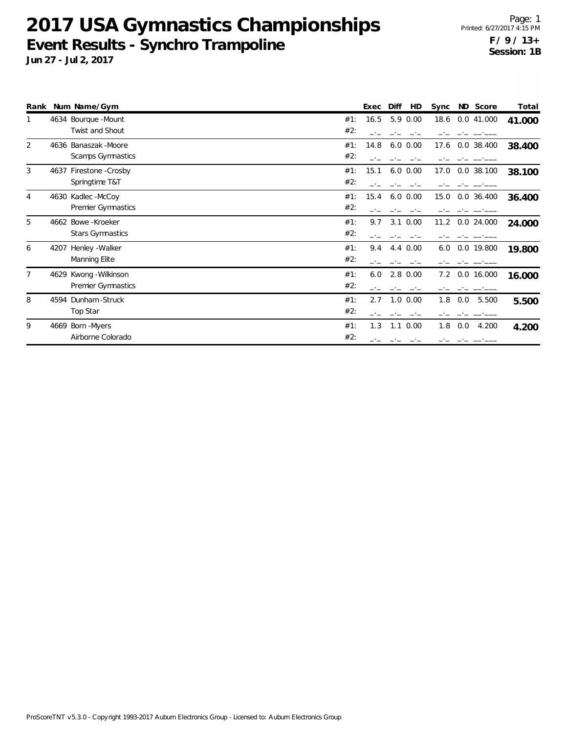# 2017 USA Gymnastics Championships

## Event Results - Synchro Trampoline

**Jun 27 - Jul 2, 2017**

**F / 9 / 13+**
**Session: 1B**

| Rank | Num | Name/Gym | | Exec | Diff | HD | Sync | ND | Score | Total |
|---|---|---|---|---|---|---|---|---|---|---|
| 1 | 4634 | Bourque -Mount | #1: | 16.5 | 5.9 | 0.00 | 18.6 | 0.0 | 41.000 | **41.000** |
| | | Twist and Shout | #2: | _._ | _._ | _._ | _._ | _._ | __.___ | |
| 2 | 4636 | Banaszak -Moore | #1: | 14.8 | 6.0 | 0.00 | 17.6 | 0.0 | 38.400 | **38.400** |
| | | Scamps Gymnastics | #2: | _._ | _._ | _._ | _._ | _._ | __.___ | |
| 3 | 4637 | Firestone -Crosby | #1: | 15.1 | 6.0 | 0.00 | 17.0 | 0.0 | 38.100 | **38.100** |
| | | Springtime T&T | #2: | _._ | _._ | _._ | _._ | _._ | __.___ | |
| 4 | 4630 | Kadlec -McCoy | #1: | 15.4 | 6.0 | 0.00 | 15.0 | 0.0 | 36.400 | **36.400** |
| | | Premier Gymnastics | #2: | _._ | _._ | _._ | _._ | _._ | __.___ | |
| 5 | 4662 | Bowe -Kroeker | #1: | 9.7 | 3.1 | 0.00 | 11.2 | 0.0 | 24.000 | **24.000** |
| | | Stars Gymnastics | #2: | _._ | _._ | _._ | _._ | _._ | __.___ | |
| 6 | 4207 | Henley -Walker | #1: | 9.4 | 4.4 | 0.00 | 6.0 | 0.0 | 19.800 | **19.800** |
| | | Manning Elite | #2: | _._ | _._ | _._ | _._ | _._ | __.___ | |
| 7 | 4629 | Kwong -Wilkinson | #1: | 6.0 | 2.8 | 0.00 | 7.2 | 0.0 | 16.000 | **16.000** |
| | | Premier Gymnastics | #2: | _._ | _._ | _._ | _._ | _._ | __.___ | |
| 8 | 4594 | Dunham -Struck | #1: | 2.7 | 1.0 | 0.00 | 1.8 | 0.0 | 5.500 | **5.500** |
| | | Top Star | #2: | _._ | _._ | _._ | _._ | _._ | __.___ | |
| 9 | 4669 | Born -Myers | #1: | 1.3 | 1.1 | 0.00 | 1.8 | 0.0 | 4.200 | **4.200** |
| | | Airborne Colorado | #2: | _._ | _._ | _._ | _._ | _._ | __.___ | |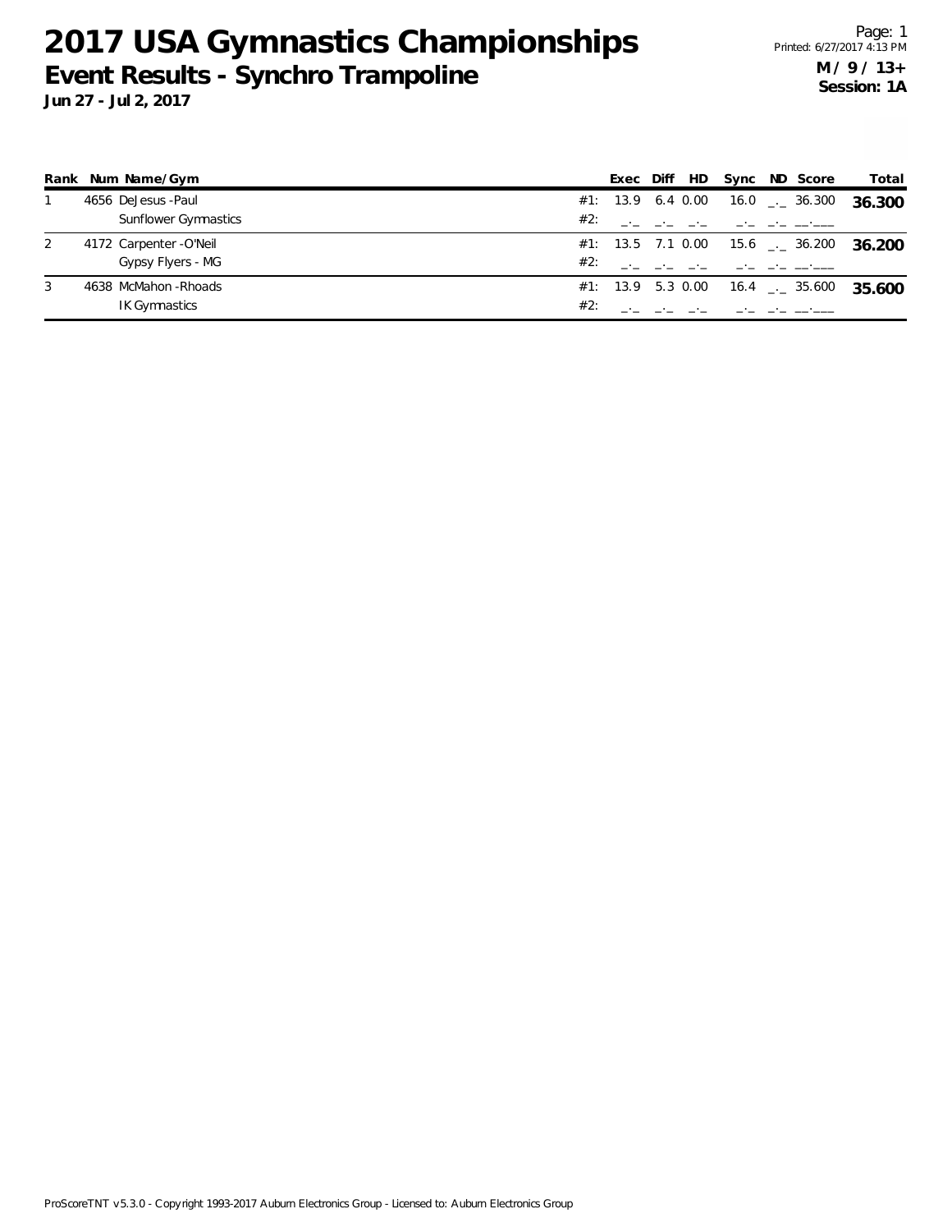# 2017 USA Gymnastics Championships

## Event Results - Synchro Trampoline

**Jun 27 - Jul 2, 2017**

Page: 1
Printed: 6/27/2017 4:13 PM

**M / 9 / 13+**
**Session: 1A**

| Rank | Num | Name/Gym | | Exec | Diff | HD | Sync | ND | Score | Total |
|---|---|---|---|---|---|---|---|---|---|---|
| 1 | 4656 | DeJesus -Paul | #1: | 13.9 | 6.4 | 0.00 | 16.0 | _._ | 36.300 | **36.300** |
| | | Sunflower Gymnastics | #2: | _._ | _._ | _._ | _._ | _._ | __.___ | |
| 2 | 4172 | Carpenter -O'Neil | #1: | 13.5 | 7.1 | 0.00 | 15.6 | _._ | 36.200 | **36.200** |
| | | Gypsy Flyers - MG | #2: | _._ | _._ | _._ | _._ | _._ | __.___ | |
| 3 | 4638 | McMahon -Rhoads | #1: | 13.9 | 5.3 | 0.00 | 16.4 | _._ | 35.600 | **35.600** |
| | | IK Gymnastics | #2: | _._ | _._ | _._ | _._ | _._ | __.___ | |

ProScoreTNT v5.3.0 - Copyright 1993-2017 Auburn Electronics Group - Licensed to: Auburn Electronics Group